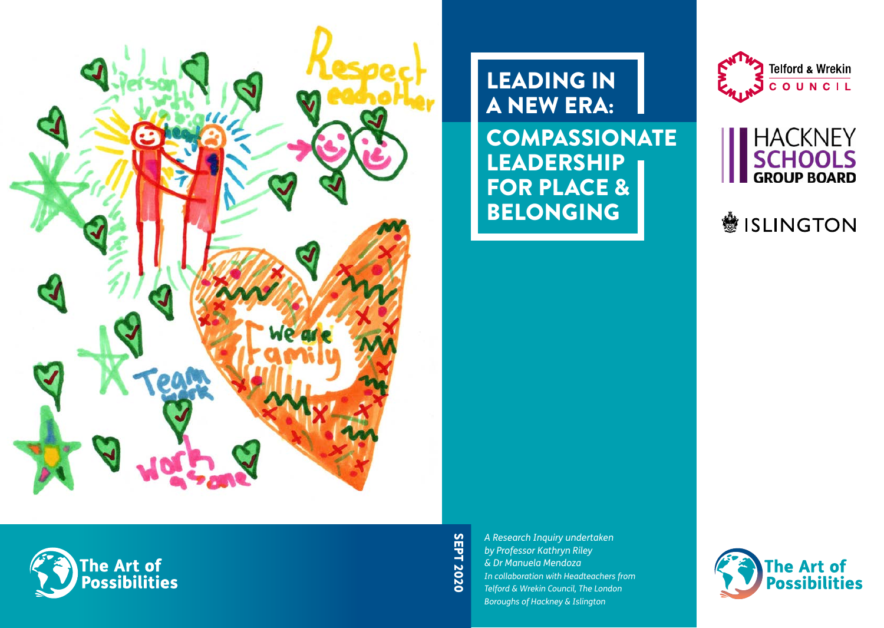# LEADING IN A NEW ERA:

## COMPASSIONATE LEADERSHIP FOR PLACE & BELONGING

Telford & Wrekin COUNCIL

HACKNEY SCHOOLS GROUP BOARD

ISLINGTON

SEPT 2020

*A Research Inquiry undertaken by Professor Kathryn Riley & Dr Manuela Mendoza*

*In collaboration with Headteachers from Telford & Wrekin Council, The London Boroughs of Hackney & Islington*

The Art of Possibilities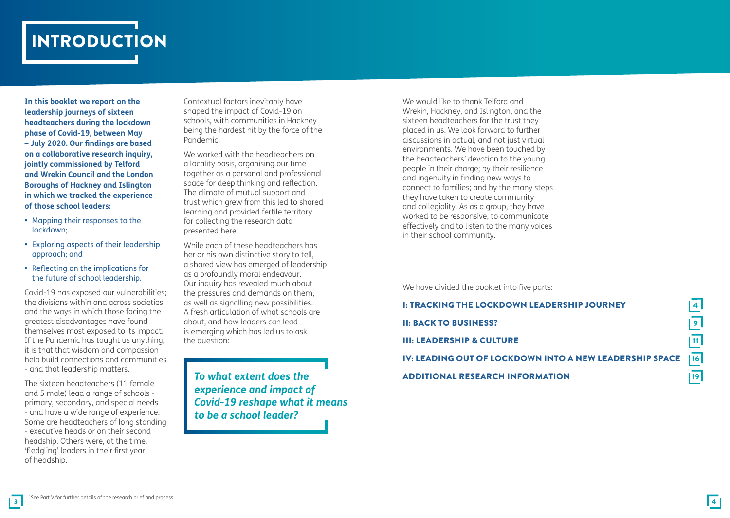# INTRODUCTION

**In this booklet we report on the leadership journeys of sixteen headteachers during the lockdown phase of Covid-19, between May – July 2020. Our findings are based on a collaborative research inquiry, jointly commissioned by Telford and Wrekin Council and the London Boroughs of Hackney and Islington in which we tracked the experience of those school leaders:**

- Mapping their responses to the lockdown;
- Exploring aspects of their leadership approach; and
- Reflecting on the implications for the future of school leadership.

Covid-19 has exposed our vulnerabilities; the divisions within and across societies; and the ways in which those facing the greatest disadvantages have found themselves most exposed to its impact. If the Pandemic has taught us anything, it is that that wisdom and compassion help build connections and communities - and that leadership matters.

The sixteen headteachers (11 female and 5 male) lead a range of schools - primary, secondary, and special needs - and have a wide range of experience. Some are headteachers of long standing - executive heads or on their second headship. Others were, at the time, 'fledgling' leaders in their first year of headship.

Contextual factors inevitably have shaped the impact of Covid-19 on schools, with communities in Hackney being the hardest hit by the force of the Pandemic.

We worked with the headteachers on a locality basis, organising our time together as a personal and professional space for deep thinking and reflection. The climate of mutual support and trust which grew from this led to shared learning and provided fertile territory for collecting the research data presented here.

While each of these headteachers has her or his own distinctive story to tell, a shared view has emerged of leadership as a profoundly moral endeavour. Our inquiry has revealed much about the pressures and demands on them, as well as signalling new possibilities. A fresh articulation of what schools are about, and how leaders can lead is emerging which has led us to ask the question:

> ***To what extent does the experience and impact of Covid-19 reshape what it means to be a school leader?***

We would like to thank Telford and Wrekin, Hackney, and Islington, and the sixteen headteachers for the trust they placed in us. We look forward to further discussions in actual, and not just virtual environments. We have been touched by the headteachers' devotion to the young people in their charge; by their resilience and ingenuity in finding new ways to connect to families; and by the many steps they have taken to create community and collegiality. As as a group, they have worked to be responsive, to communicate effectively and to listen to the many voices in their school community.

We have divided the booklet into five parts:

| | |
|---|---|
| **I: TRACKING THE LOCKDOWN LEADERSHIP JOURNEY** | 4 |
| **II: BACK TO BUSINESS?** | 9 |
| **III: LEADERSHIP & CULTURE** | 11 |
| **IV: LEADING OUT OF LOCKDOWN INTO A NEW LEADERSHIP SPACE** | 16 |
| **ADDITIONAL RESEARCH INFORMATION** | 19 |

[1] See Part V for further details of the research brief and process.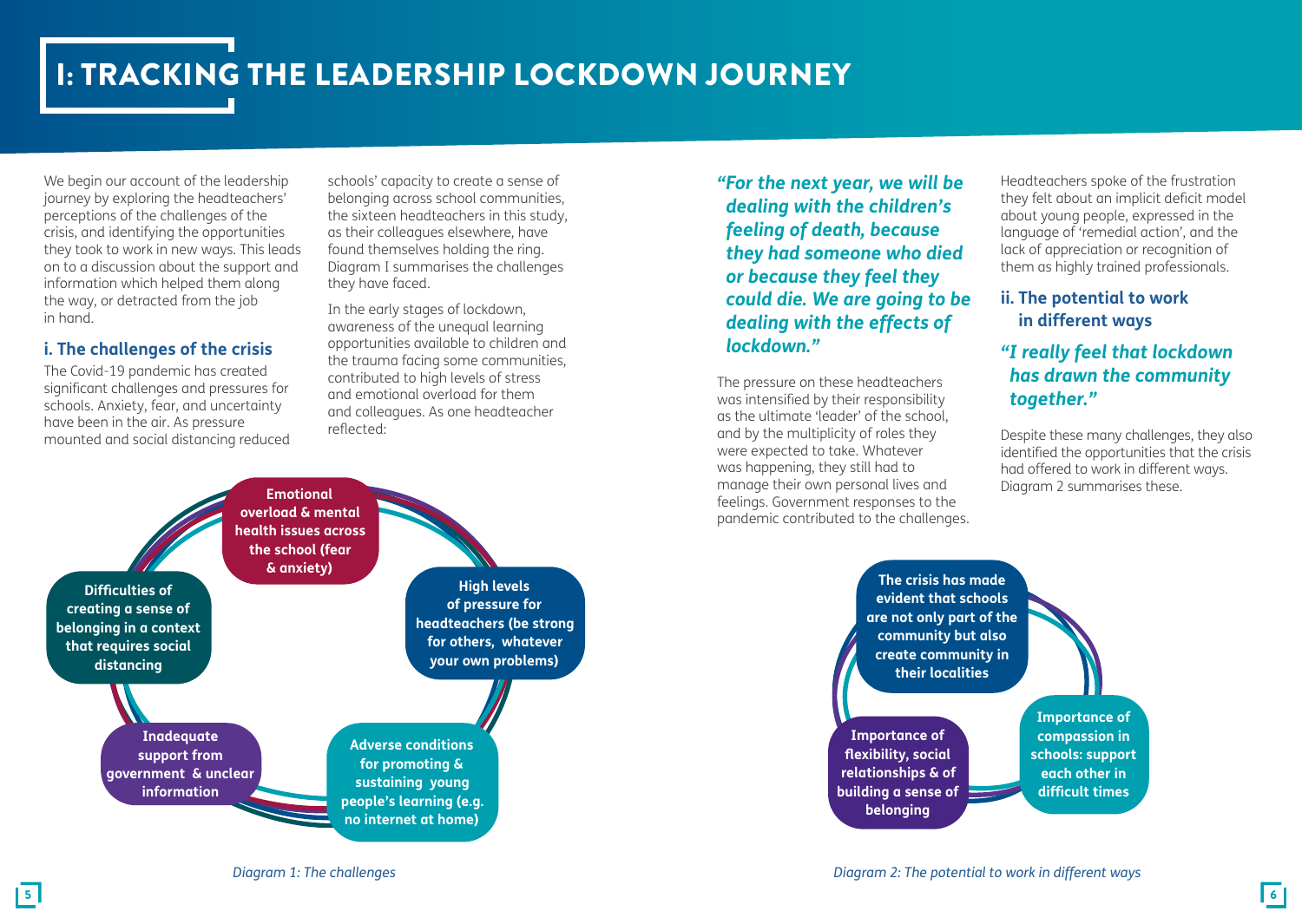# I: TRACKING THE LEADERSHIP LOCKDOWN JOURNEY

We begin our account of the leadership journey by exploring the headteachers' perceptions of the challenges of the crisis, and identifying the opportunities they took to work in new ways. This leads on to a discussion about the support and information which helped them along the way, or detracted from the job in hand.

## i. The challenges of the crisis

The Covid-19 pandemic has created significant challenges and pressures for schools. Anxiety, fear, and uncertainty have been in the air. As pressure mounted and social distancing reduced schools' capacity to create a sense of belonging across school communities, the sixteen headteachers in this study, as their colleagues elsewhere, have found themselves holding the ring. Diagram I summarises the challenges they have faced.

In the early stages of lockdown, awareness of the unequal learning opportunities available to children and the trauma facing some communities, contributed to high levels of stress and emotional overload for them and colleagues. As one headteacher reflected:

- **Emotional overload & mental health issues across the school (fear & anxiety)**
- **High levels of pressure for headteachers (be strong for others, whatever your own problems)**
- **Adverse conditions for promoting & sustaining young people's learning (e.g. no internet at home)**
- **Inadequate support from government & unclear information**
- **Difficulties of creating a sense of belonging in a context that requires social distancing**

*Diagram 1: The challenges*

***"For the next year, we will be dealing with the children's feeling of death, because they had someone who died or because they feel they could die. We are going to be dealing with the effects of lockdown."***

The pressure on these headteachers was intensified by their responsibility as the ultimate 'leader' of the school, and by the multiplicity of roles they were expected to take. Whatever was happening, they still had to manage their own personal lives and feelings. Government responses to the pandemic contributed to the challenges.

Headteachers spoke of the frustration they felt about an implicit deficit model about young people, expressed in the language of 'remedial action', and the lack of appreciation or recognition of them as highly trained professionals.

## ii. The potential to work in different ways

***"I really feel that lockdown has drawn the community together."***

Despite these many challenges, they also identified the opportunities that the crisis had offered to work in different ways. Diagram 2 summarises these.

- **The crisis has made evident that schools are not only part of the community but also create community in their localities**
- **Importance of compassion in schools: support each other in difficult times**
- **Importance of flexibility, social relationships & of building a sense of belonging**

*Diagram 2: The potential to work in different ways*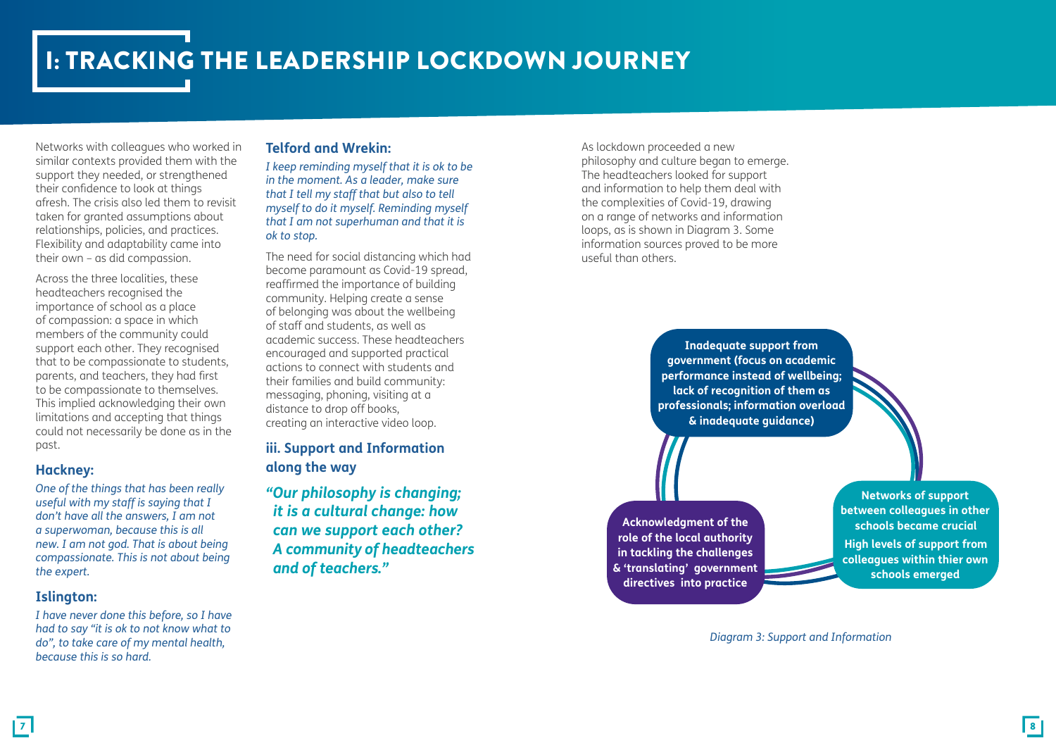# I: TRACKING THE LEADERSHIP LOCKDOWN JOURNEY

Networks with colleagues who worked in similar contexts provided them with the support they needed, or strengthened their confidence to look at things afresh. The crisis also led them to revisit taken for granted assumptions about relationships, policies, and practices. Flexibility and adaptability came into their own – as did compassion.

Across the three localities, these headteachers recognised the importance of school as a place of compassion: a space in which members of the community could support each other. They recognised that to be compassionate to students, parents, and teachers, they had first to be compassionate to themselves. This implied acknowledging their own limitations and accepting that things could not necessarily be done as in the past.

### Hackney:

*One of the things that has been really useful with my staff is saying that I don't have all the answers, I am not a superwoman, because this is all new. I am not god. That is about being compassionate. This is not about being the expert.*

### Islington:

*I have never done this before, so I have had to say "it is ok to not know what to do", to take care of my mental health, because this is so hard.*

### Telford and Wrekin:

*I keep reminding myself that it is ok to be in the moment. As a leader, make sure that I tell my staff that but also to tell myself to do it myself. Reminding myself that I am not superhuman and that it is ok to stop.*

The need for social distancing which had become paramount as Covid-19 spread, reaffirmed the importance of building community. Helping create a sense of belonging was about the wellbeing of staff and students, as well as academic success. These headteachers encouraged and supported practical actions to connect with students and their families and build community: messaging, phoning, visiting at a distance to drop off books, creating an interactive video loop.

## iii. Support and Information along the way

***"Our philosophy is changing; it is a cultural change: how can we support each other? A community of headteachers and of teachers."***

As lockdown proceeded a new philosophy and culture began to emerge. The headteachers looked for support and information to help them deal with the complexities of Covid-19, drawing on a range of networks and information loops, as is shown in Diagram 3. Some information sources proved to be more useful than others.

**Inadequate support from government (focus on academic performance instead of wellbeing; lack of recognition of them as professionals; information overload & inadequate guidance)**

**Networks of support between colleagues in other schools became crucial**

**High levels of support from colleagues within thier own schools emerged**

**Acknowledgment of the role of the local authority in tackling the challenges & 'translating' government directives into practice**

*Diagram 3: Support and Information*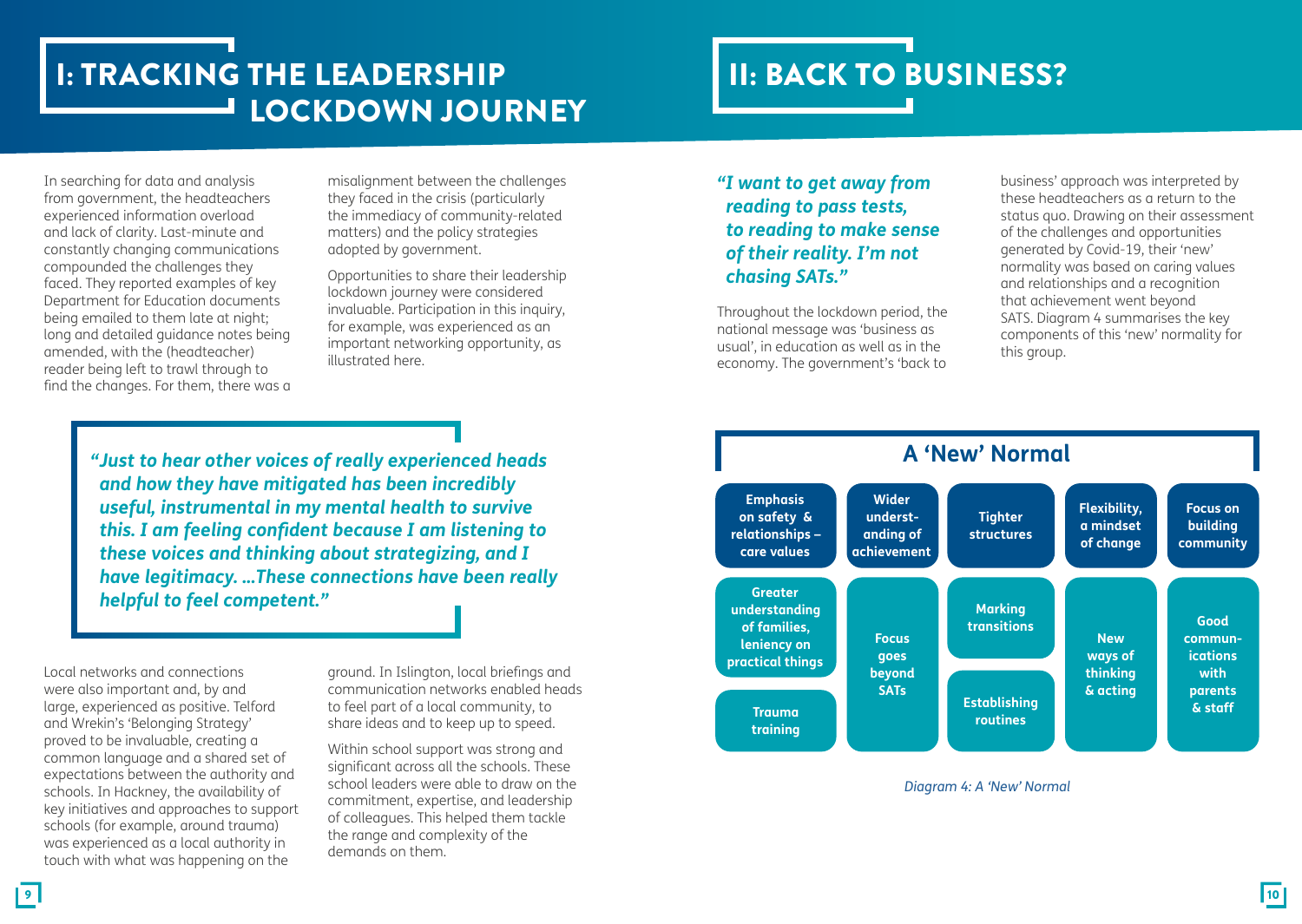# I: TRACKING THE LEADERSHIP LOCKDOWN JOURNEY

In searching for data and analysis from government, the headteachers experienced information overload and lack of clarity. Last-minute and constantly changing communications compounded the challenges they faced. They reported examples of key Department for Education documents being emailed to them late at night; long and detailed guidance notes being amended, with the (headteacher) reader being left to trawl through to find the changes. For them, there was a misalignment between the challenges they faced in the crisis (particularly the immediacy of community-related matters) and the policy strategies adopted by government.

Opportunities to share their leadership lockdown journey were considered invaluable. Participation in this inquiry, for example, was experienced as an important networking opportunity, as illustrated here.

> ***"Just to hear other voices of really experienced heads and how they have mitigated has been incredibly useful, instrumental in my mental health to survive this. I am feeling confident because I am listening to these voices and thinking about strategizing, and I have legitimacy. …These connections have been really helpful to feel competent."***

Local networks and connections were also important and, by and large, experienced as positive. Telford and Wrekin's 'Belonging Strategy' proved to be invaluable, creating a common language and a shared set of expectations between the authority and schools. In Hackney, the availability of key initiatives and approaches to support schools (for example, around trauma) was experienced as a local authority in touch with what was happening on the ground. In Islington, local briefings and communication networks enabled heads to feel part of a local community, to share ideas and to keep up to speed.

Within school support was strong and significant across all the schools. These school leaders were able to draw on the commitment, expertise, and leadership of colleagues. This helped them tackle the range and complexity of the demands on them.

# II: BACK TO BUSINESS?

> ***"I want to get away from reading to pass tests, to reading to make sense of their reality. I'm not chasing SATs."***

Throughout the lockdown period, the national message was 'business as usual', in education as well as in the economy. The government's 'back to business' approach was interpreted by these headteachers as a return to the status quo. Drawing on their assessment of the challenges and opportunities generated by Covid-19, their 'new' normality was based on caring values and relationships and a recognition that achievement went beyond SATS. Diagram 4 summarises the key components of this 'new' normality for this group.

**A 'New' Normal**

| Emphasis on safety & relationships – care values | Wider understanding of achievement | Tighter structures | Flexibility, a mindset of change | Focus on building community |
|---|---|---|---|---|
| Greater understanding of families, leniency on practical things | Focus goes beyond SATs | Marking transitions | New ways of thinking & acting | Good communications with parents & staff |
| Trauma training | | Establishing routines | | |

*Diagram 4: A 'New' Normal*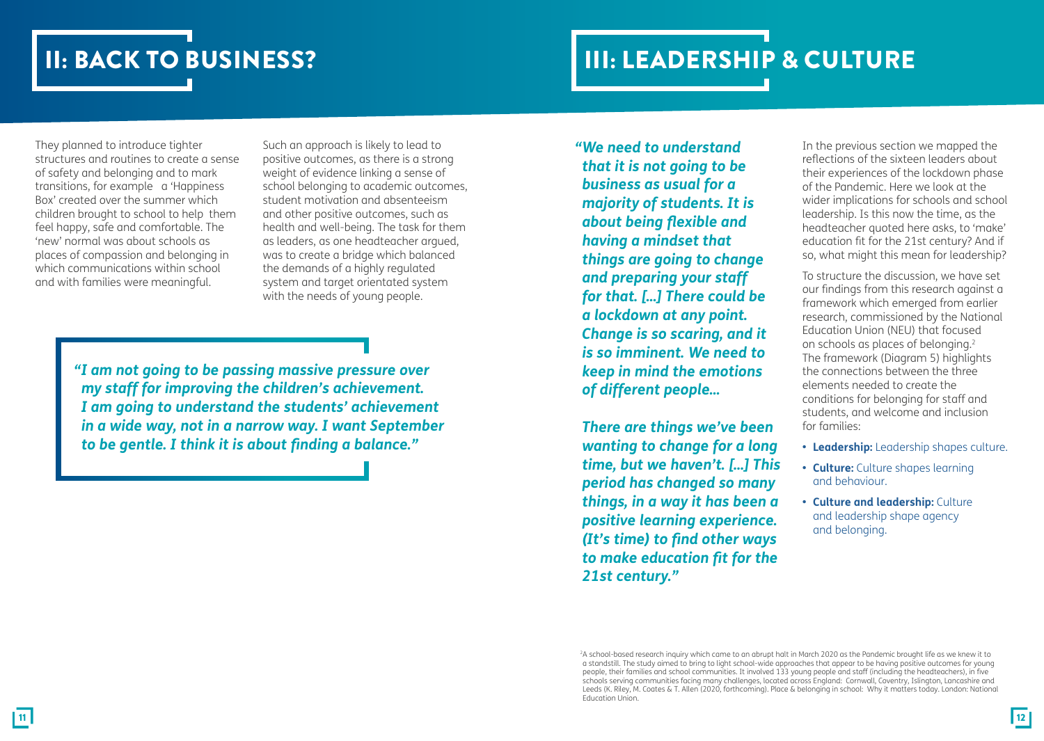# II: BACK TO BUSINESS?

They planned to introduce tighter structures and routines to create a sense of safety and belonging and to mark transitions, for example a 'Happiness Box' created over the summer which children brought to school to help them feel happy, safe and comfortable. The 'new' normal was about schools as places of compassion and belonging in which communications within school and with families were meaningful.

Such an approach is likely to lead to positive outcomes, as there is a strong weight of evidence linking a sense of school belonging to academic outcomes, student motivation and absenteeism and other positive outcomes, such as health and well-being. The task for them as leaders, as one headteacher argued, was to create a bridge which balanced the demands of a highly regulated system and target orientated system with the needs of young people.

> ***"I am not going to be passing massive pressure over my staff for improving the children's achievement. I am going to understand the students' achievement in a wide way, not in a narrow way. I want September to be gentle. I think it is about finding a balance."***

# III: LEADERSHIP & CULTURE

> ***"We need to understand that it is not going to be business as usual for a majority of students. It is about being flexible and having a mindset that things are going to change and preparing your staff for that. [...] There could be a lockdown at any point. Change is so scaring, and it is so imminent. We need to keep in mind the emotions of different people...***
>
> ***There are things we've been wanting to change for a long time, but we haven't. [...] This period has changed so many things, in a way it has been a positive learning experience. (It's time) to find other ways to make education fit for the 21st century."***

In the previous section we mapped the reflections of the sixteen leaders about their experiences of the lockdown phase of the Pandemic. Here we look at the wider implications for schools and school leadership. Is this now the time, as the headteacher quoted here asks, to 'make' education fit for the 21st century? And if so, what might this mean for leadership?

To structure the discussion, we have set our findings from this research against a framework which emerged from earlier research, commissioned by the National Education Union (NEU) that focused on schools as places of belonging.[2] The framework (Diagram 5) highlights the connections between the three elements needed to create the conditions for belonging for staff and students, and welcome and inclusion for families:

- **Leadership:** Leadership shapes culture.
- **Culture:** Culture shapes learning and behaviour.
- **Culture and leadership:** Culture and leadership shape agency and belonging.

[2]A school-based research inquiry which came to an abrupt halt in March 2020 as the Pandemic brought life as we knew it to a standstill. The study aimed to bring to light school-wide approaches that appear to be having positive outcomes for young people, their families and school communities. It involved 133 young people and staff (including the headteachers), in five schools serving communities facing many challenges, located across England: Cornwall, Coventry, Islington, Lancashire and Leeds (K. Riley, M. Coates & T. Allen (2020, forthcoming). Place & belonging in school: Why it matters today. London: National Education Union.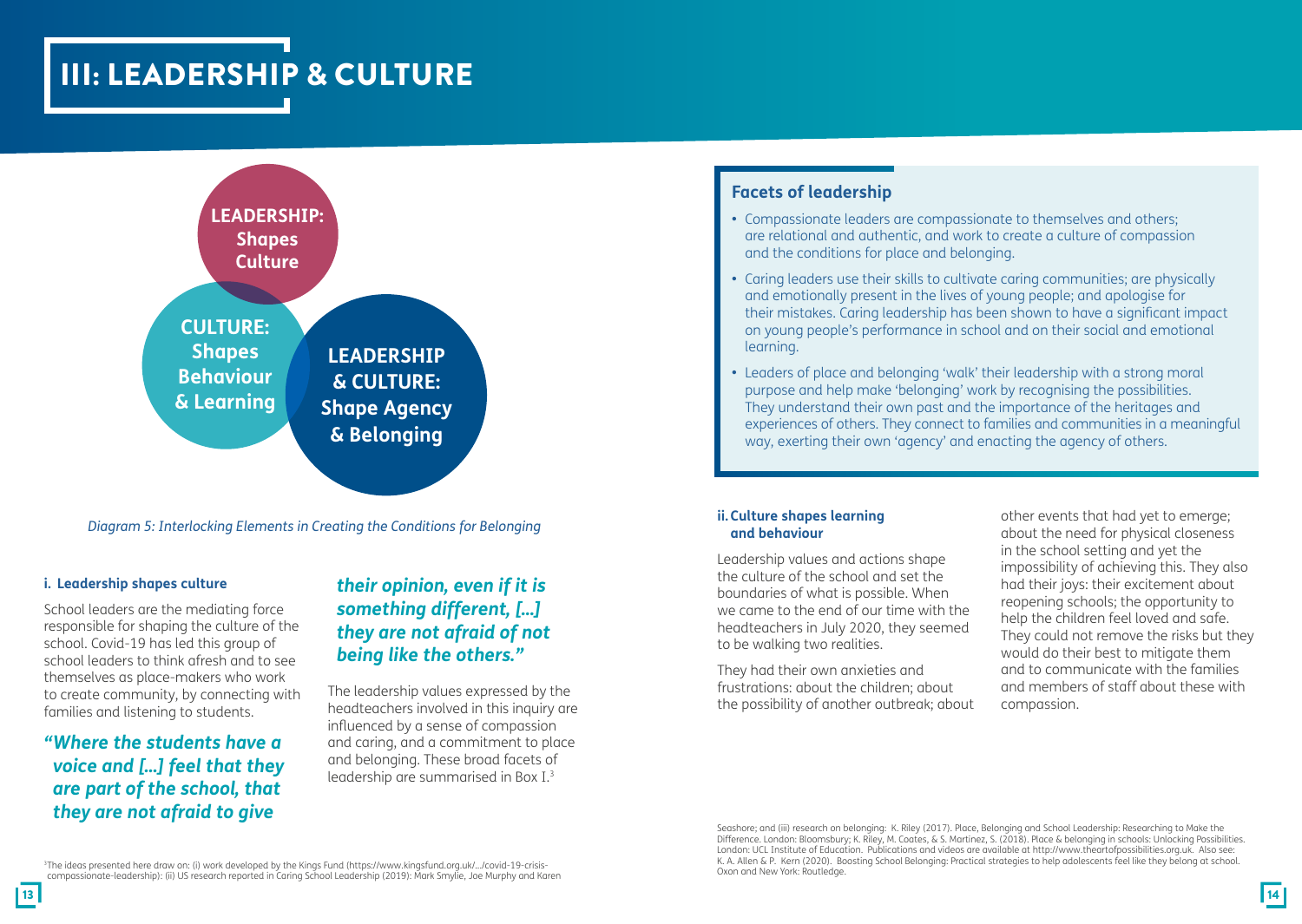# III: LEADERSHIP & CULTURE

LEADERSHIP: Shapes Culture

CULTURE: Shapes Behaviour & Learning

LEADERSHIP & CULTURE: Shape Agency & Belonging

*Diagram 5: Interlocking Elements in Creating the Conditions for Belonging*

#### i. Leadership shapes culture

School leaders are the mediating force responsible for shaping the culture of the school. Covid-19 has led this group of school leaders to think afresh and to see themselves as place-makers who work to create community, by connecting with families and listening to students.

> ***"Where the students have a voice and [...] feel that they are part of the school, that they are not afraid to give their opinion, even if it is something different, [...] they are not afraid of not being like the others."***

The leadership values expressed by the headteachers involved in this inquiry are influenced by a sense of compassion and caring, and a commitment to place and belonging. These broad facets of leadership are summarised in Box I.[3]

### Facets of leadership

- Compassionate leaders are compassionate to themselves and others; are relational and authentic, and work to create a culture of compassion and the conditions for place and belonging.
- Caring leaders use their skills to cultivate caring communities; are physically and emotionally present in the lives of young people; and apologise for their mistakes. Caring leadership has been shown to have a significant impact on young people's performance in school and on their social and emotional learning.
- Leaders of place and belonging 'walk' their leadership with a strong moral purpose and help make 'belonging' work by recognising the possibilities. They understand their own past and the importance of the heritages and experiences of others. They connect to families and communities in a meaningful way, exerting their own 'agency' and enacting the agency of others.

#### ii. Culture shapes learning and behaviour

Leadership values and actions shape the culture of the school and set the boundaries of what is possible. When we came to the end of our time with the headteachers in July 2020, they seemed to be walking two realities.

They had their own anxieties and frustrations: about the children; about the possibility of another outbreak; about other events that had yet to emerge; about the need for physical closeness in the school setting and yet the impossibility of achieving this. They also had their joys: their excitement about reopening schools; the opportunity to help the children feel loved and safe. They could not remove the risks but they would do their best to mitigate them and to communicate with the families and members of staff about these with compassion.

[3] The ideas presented here draw on: (i) work developed by the Kings Fund (https://www.kingsfund.org.uk/.../covid-19-crisis-compassionate-leadership): (ii) US research reported in Caring School Leadership (2019): Mark Smylie, Joe Murphy and Karen Seashore; and (iii) research on belonging: K. Riley (2017). Place, Belonging and School Leadership: Researching to Make the Difference. London: Bloomsbury; K. Riley, M. Coates, & S. Martinez, S. (2018). Place & belonging in schools: Unlocking Possibilities. London: UCL Institute of Education. Publications and videos are available at http://www.theartofpossibilities.org.uk. Also see: K. A. Allen & P. Kern (2020). Boosting School Belonging: Practical strategies to help adolescents feel like they belong at school. Oxon and New York: Routledge.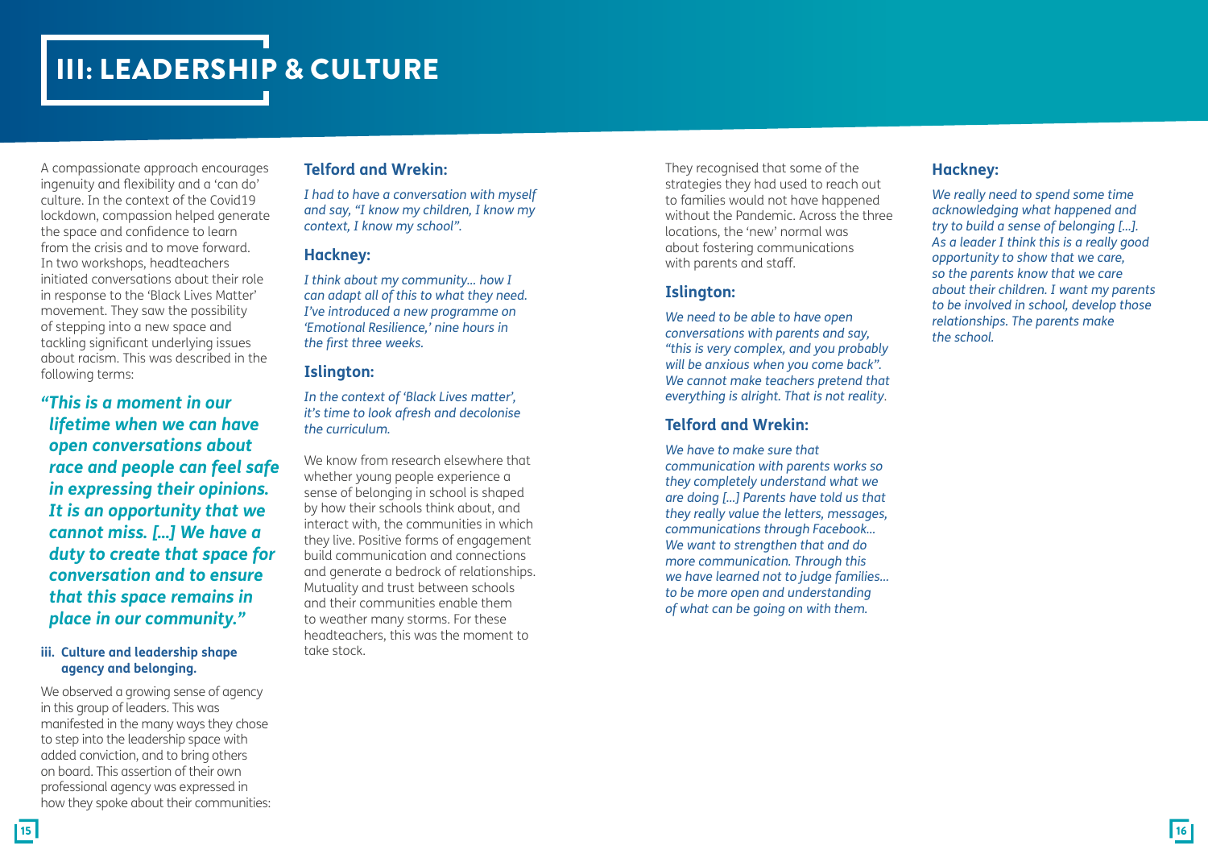# III: LEADERSHIP & CULTURE

A compassionate approach encourages ingenuity and flexibility and a 'can do' culture. In the context of the Covid19 lockdown, compassion helped generate the space and confidence to learn from the crisis and to move forward. In two workshops, headteachers initiated conversations about their role in response to the 'Black Lives Matter' movement. They saw the possibility of stepping into a new space and tackling significant underlying issues about racism. This was described in the following terms:

***"This is a moment in our lifetime when we can have open conversations about race and people can feel safe in expressing their opinions. It is an opportunity that we cannot miss. [...] We have a duty to create that space for conversation and to ensure that this space remains in place in our community."***

**iii. Culture and leadership shape agency and belonging.**

We observed a growing sense of agency in this group of leaders. This was manifested in the many ways they chose to step into the leadership space with added conviction, and to bring others on board. This assertion of their own professional agency was expressed in how they spoke about their communities:

### Telford and Wrekin:

*I had to have a conversation with myself and say, "I know my children, I know my context, I know my school".*

### Hackney:

*I think about my community... how I can adapt all of this to what they need. I've introduced a new programme on 'Emotional Resilience,' nine hours in the first three weeks.*

### Islington:

*In the context of 'Black Lives matter', it's time to look afresh and decolonise the curriculum.*

We know from research elsewhere that whether young people experience a sense of belonging in school is shaped by how their schools think about, and interact with, the communities in which they live. Positive forms of engagement build communication and connections and generate a bedrock of relationships. Mutuality and trust between schools and their communities enable them to weather many storms. For these headteachers, this was the moment to take stock.

They recognised that some of the strategies they had used to reach out to families would not have happened without the Pandemic. Across the three locations, the 'new' normal was about fostering communications with parents and staff.

### Islington:

*We need to be able to have open conversations with parents and say, "this is very complex, and you probably will be anxious when you come back". We cannot make teachers pretend that everything is alright. That is not reality.*

### Telford and Wrekin:

*We have to make sure that communication with parents works so they completely understand what we are doing [...] Parents have told us that they really value the letters, messages, communications through Facebook... We want to strengthen that and do more communication. Through this we have learned not to judge families... to be more open and understanding of what can be going on with them.*

### Hackney:

*We really need to spend some time acknowledging what happened and try to build a sense of belonging [...]. As a leader I think this is a really good opportunity to show that we care, so the parents know that we care about their children. I want my parents to be involved in school, develop those relationships. The parents make the school.*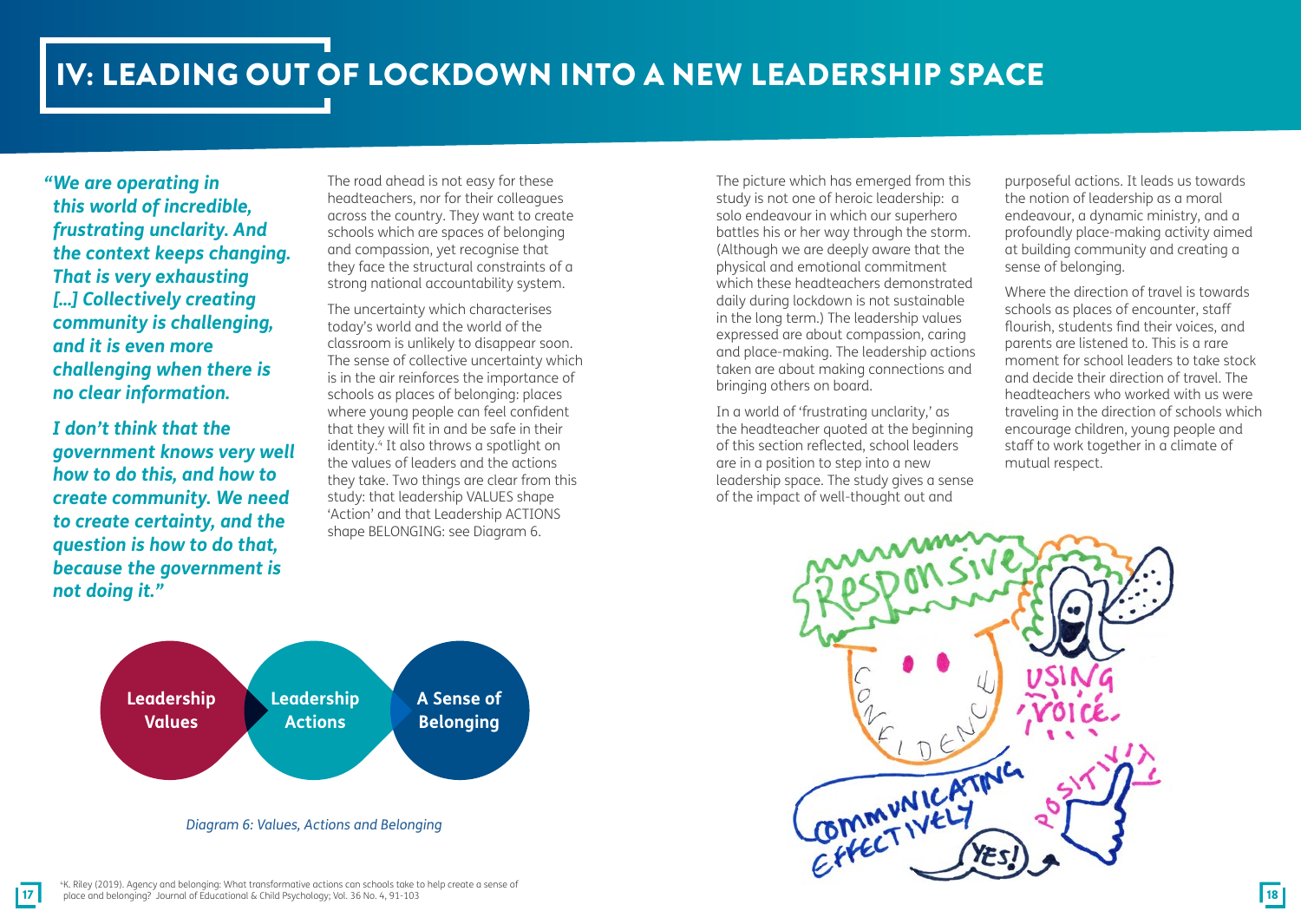# IV: LEADING OUT OF LOCKDOWN INTO A NEW LEADERSHIP SPACE

***"We are operating in this world of incredible, frustrating unclarity. And the context keeps changing. That is very exhausting [...] Collectively creating community is challenging, and it is even more challenging when there is no clear information.***

***I don't think that the government knows very well how to do this, and how to create community. We need to create certainty, and the question is how to do that, because the government is not doing it."***

The road ahead is not easy for these headteachers, nor for their colleagues across the country. They want to create schools which are spaces of belonging and compassion, yet recognise that they face the structural constraints of a strong national accountability system.

The uncertainty which characterises today's world and the world of the classroom is unlikely to disappear soon. The sense of collective uncertainty which is in the air reinforces the importance of schools as places of belonging: places where young people can feel confident that they will fit in and be safe in their identity.[4] It also throws a spotlight on the values of leaders and the actions they take. Two things are clear from this study: that leadership VALUES shape 'Action' and that Leadership ACTIONS shape BELONGING: see Diagram 6.

**Leadership Values** → **Leadership Actions** → **A Sense of Belonging**

*Diagram 6: Values, Actions and Belonging*

The picture which has emerged from this study is not one of heroic leadership: a solo endeavour in which our superhero battles his or her way through the storm. (Although we are deeply aware that the physical and emotional commitment which these headteachers demonstrated daily during lockdown is not sustainable in the long term.) The leadership values expressed are about compassion, caring and place-making. The leadership actions taken are about making connections and bringing others on board.

In a world of 'frustrating unclarity,' as the headteacher quoted at the beginning of this section reflected, school leaders are in a position to step into a new leadership space. The study gives a sense of the impact of well-thought out and purposeful actions. It leads us towards the notion of leadership as a moral endeavour, a dynamic ministry, and a profoundly place-making activity aimed at building community and creating a sense of belonging.

Where the direction of travel is towards schools as places of encounter, staff flourish, students find their voices, and parents are listened to. This is a rare moment for school leaders to take stock and decide their direction of travel. The headteachers who worked with us were traveling in the direction of schools which encourage children, young people and staff to work together in a climate of mutual respect.

Responsive  
Confidence  
Using voice.  
Positivity  
Communicating effectively  
Yes!

[4] K. Riley (2019). Agency and belonging: What transformative actions can schools take to help create a sense of place and belonging? Journal of Educational & Child Psychology; Vol. 36 No. 4, 91-103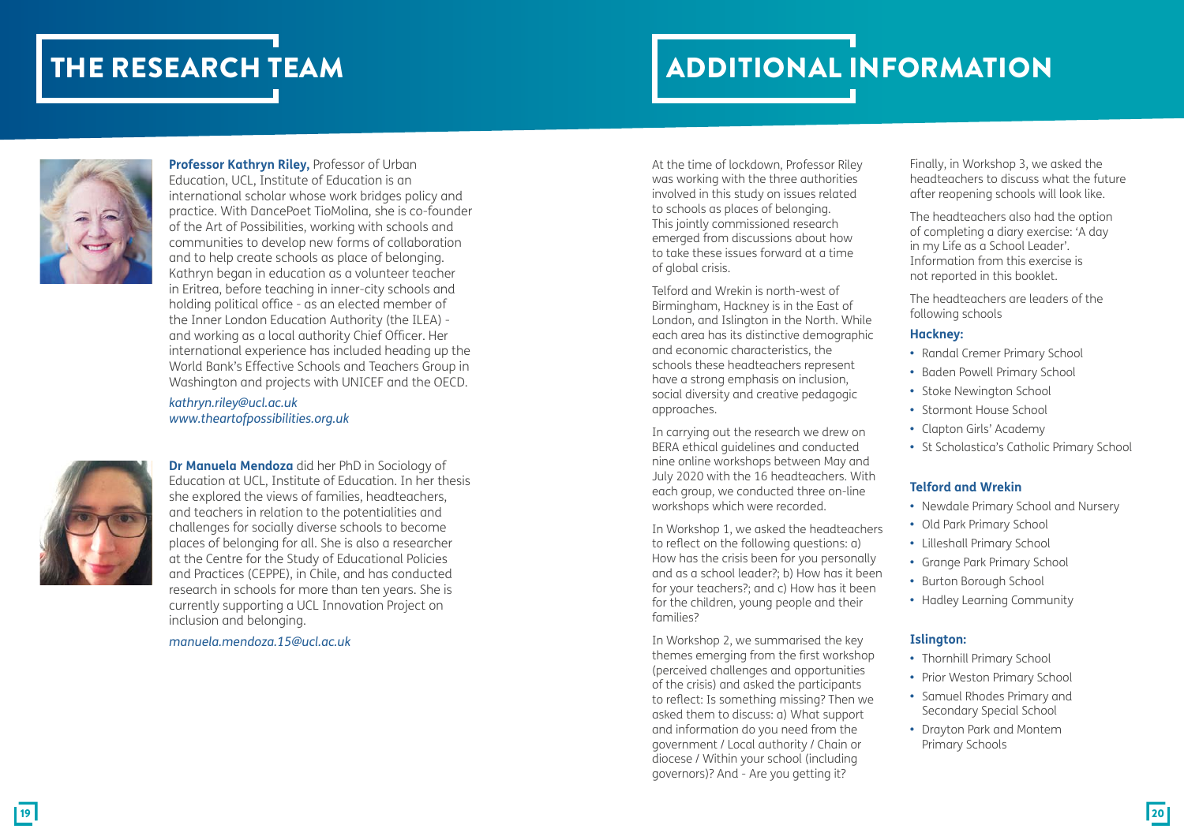# THE RESEARCH TEAM

**Professor Kathryn Riley,** Professor of Urban Education, UCL, Institute of Education is an international scholar whose work bridges policy and practice. With DancePoet TioMolina, she is co-founder of the Art of Possibilities, working with schools and communities to develop new forms of collaboration and to help create schools as place of belonging. Kathryn began in education as a volunteer teacher in Eritrea, before teaching in inner-city schools and holding political office - as an elected member of the Inner London Education Authority (the ILEA) - and working as a local authority Chief Officer. Her international experience has included heading up the World Bank's Effective Schools and Teachers Group in Washington and projects with UNICEF and the OECD.

*kathryn.riley@ucl.ac.uk*
*www.theartofpossibilities.org.uk*

**Dr Manuela Mendoza** did her PhD in Sociology of Education at UCL, Institute of Education. In her thesis she explored the views of families, headteachers, and teachers in relation to the potentialities and challenges for socially diverse schools to become places of belonging for all. She is also a researcher at the Centre for the Study of Educational Policies and Practices (CEPPE), in Chile, and has conducted research in schools for more than ten years. She is currently supporting a UCL Innovation Project on inclusion and belonging.

*manuela.mendoza.15@ucl.ac.uk*

# ADDITIONAL INFORMATION

At the time of lockdown, Professor Riley was working with the three authorities involved in this study on issues related to schools as places of belonging. This jointly commissioned research emerged from discussions about how to take these issues forward at a time of global crisis.

Telford and Wrekin is north-west of Birmingham, Hackney is in the East of London, and Islington in the North. While each area has its distinctive demographic and economic characteristics, the schools these headteachers represent have a strong emphasis on inclusion, social diversity and creative pedagogic approaches.

In carrying out the research we drew on BERA ethical guidelines and conducted nine online workshops between May and July 2020 with the 16 headteachers. With each group, we conducted three on-line workshops which were recorded.

In Workshop 1, we asked the headteachers to reflect on the following questions: a) How has the crisis been for you personally and as a school leader?; b) How has it been for your teachers?; and c) How has it been for the children, young people and their families?

In Workshop 2, we summarised the key themes emerging from the first workshop (perceived challenges and opportunities of the crisis) and asked the participants to reflect: Is something missing? Then we asked them to discuss: a) What support and information do you need from the government / Local authority / Chain or diocese / Within your school (including governors)? And - Are you getting it?

Finally, in Workshop 3, we asked the headteachers to discuss what the future after reopening schools will look like.

The headteachers also had the option of completing a diary exercise: 'A day in my Life as a School Leader'. Information from this exercise is not reported in this booklet.

The headteachers are leaders of the following schools

### Hackney:

- Randal Cremer Primary School
- Baden Powell Primary School
- Stoke Newington School
- Stormont House School
- Clapton Girls' Academy
- St Scholastica's Catholic Primary School

### Telford and Wrekin

- Newdale Primary School and Nursery
- Old Park Primary School
- Lilleshall Primary School
- Grange Park Primary School
- Burton Borough School
- Hadley Learning Community

### Islington:

- Thornhill Primary School
- Prior Weston Primary School
- Samuel Rhodes Primary and Secondary Special School
- Drayton Park and Montem Primary Schools